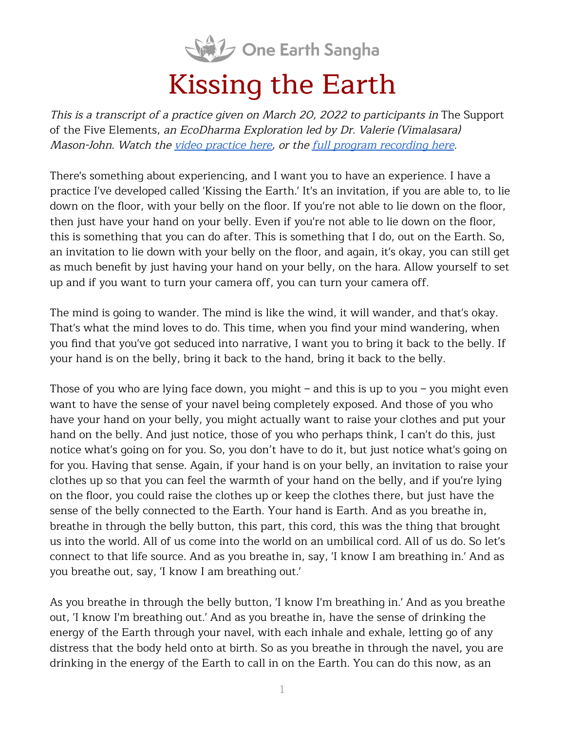One Earth Sangha

# Kissing the Earth

*This is a transcript of a practice given on March 20, 2022 to participants in* The Support of the Five Elements, *an EcoDharma Exploration led by Dr. Valerie (Vimalasara) Mason-John. Watch the [video practice here](), or the [full program recording here]().*

There's something about experiencing, and I want you to have an experience. I have a practice I've developed called 'Kissing the Earth.' It's an invitation, if you are able to, to lie down on the floor, with your belly on the floor. If you're not able to lie down on the floor, then just have your hand on your belly. Even if you're not able to lie down on the floor, this is something that you can do after. This is something that I do, out on the Earth. So, an invitation to lie down with your belly on the floor, and again, it's okay, you can still get as much benefit by just having your hand on your belly, on the hara. Allow yourself to set up and if you want to turn your camera off, you can turn your camera off.

The mind is going to wander. The mind is like the wind, it will wander, and that's okay. That's what the mind loves to do. This time, when you find your mind wandering, when you find that you've got seduced into narrative, I want you to bring it back to the belly. If your hand is on the belly, bring it back to the hand, bring it back to the belly.

Those of you who are lying face down, you might – and this is up to you – you might even want to have the sense of your navel being completely exposed. And those of you who have your hand on your belly, you might actually want to raise your clothes and put your hand on the belly. And just notice, those of you who perhaps think, I can't do this, just notice what's going on for you. So, you don't have to do it, but just notice what's going on for you. Having that sense. Again, if your hand is on your belly, an invitation to raise your clothes up so that you can feel the warmth of your hand on the belly, and if you're lying on the floor, you could raise the clothes up or keep the clothes there, but just have the sense of the belly connected to the Earth. Your hand is Earth. And as you breathe in, breathe in through the belly button, this part, this cord, this was the thing that brought us into the world. All of us come into the world on an umbilical cord. All of us do. So let's connect to that life source. And as you breathe in, say, 'I know I am breathing in.' And as you breathe out, say, 'I know I am breathing out.'

As you breathe in through the belly button, 'I know I'm breathing in.' And as you breathe out, 'I know I'm breathing out.' And as you breathe in, have the sense of drinking the energy of the Earth through your navel, with each inhale and exhale, letting go of any distress that the body held onto at birth. So as you breathe in through the navel, you are drinking in the energy of the Earth to call in on the Earth. You can do this now, as an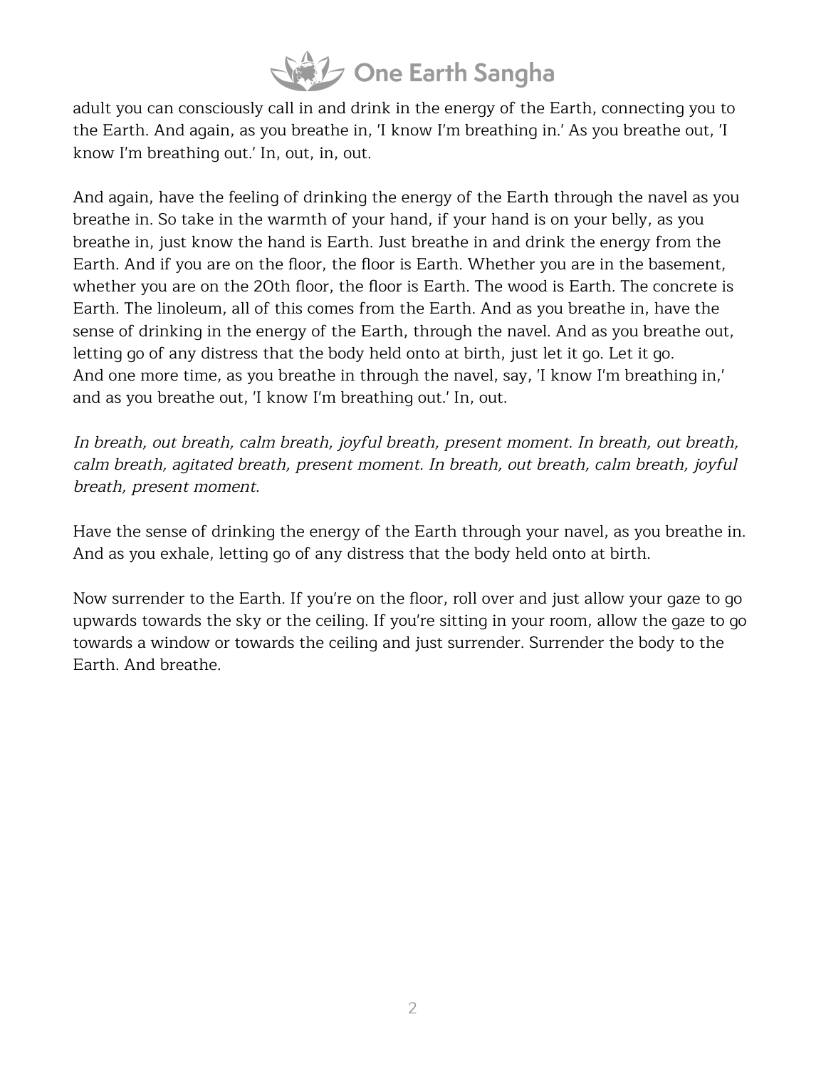adult you can consciously call in and drink in the energy of the Earth, connecting you to the Earth. And again, as you breathe in, 'I know I'm breathing in.' As you breathe out, 'I know I'm breathing out.' In, out, in, out.

And again, have the feeling of drinking the energy of the Earth through the navel as you breathe in. So take in the warmth of your hand, if your hand is on your belly, as you breathe in, just know the hand is Earth. Just breathe in and drink the energy from the Earth. And if you are on the floor, the floor is Earth. Whether you are in the basement, whether you are on the 20th floor, the floor is Earth. The wood is Earth. The concrete is Earth. The linoleum, all of this comes from the Earth. And as you breathe in, have the sense of drinking in the energy of the Earth, through the navel. And as you breathe out, letting go of any distress that the body held onto at birth, just let it go. Let it go. And one more time, as you breathe in through the navel, say, 'I know I'm breathing in,' and as you breathe out, 'I know I'm breathing out.' In, out.

*In breath, out breath, calm breath, joyful breath, present moment. In breath, out breath, calm breath, agitated breath, present moment. In breath, out breath, calm breath, joyful breath, present moment.*

Have the sense of drinking the energy of the Earth through your navel, as you breathe in. And as you exhale, letting go of any distress that the body held onto at birth.

Now surrender to the Earth. If you're on the floor, roll over and just allow your gaze to go upwards towards the sky or the ceiling. If you're sitting in your room, allow the gaze to go towards a window or towards the ceiling and just surrender. Surrender the body to the Earth. And breathe.